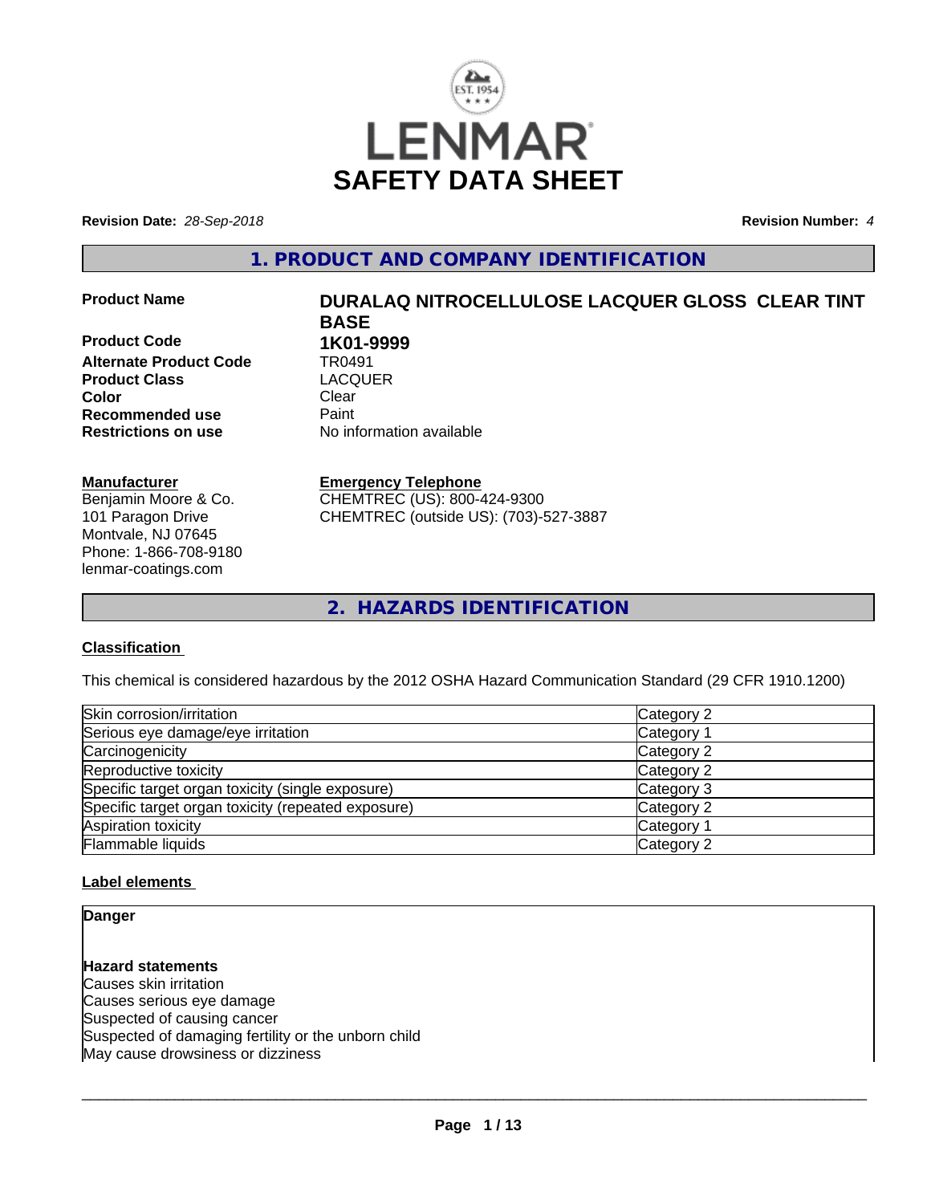LENMAR

# SAFETY DATA SHEET

**Revision Date:** *28-Sep-2018*

**Revision Number:** *4*

## 1. PRODUCT AND COMPANY IDENTIFICATION

| | |
|---|---|
| **Product Name** | **DURALAQ NITROCELLULOSE LACQUER GLOSS CLEAR TINT BASE** |
| **Product Code** | **1K01-9999** |
| **Alternate Product Code** | TR0491 |
| **Product Class** | LACQUER |
| **Color** | Clear |
| **Recommended use** | Paint |
| **Restrictions on use** | No information available |

**Manufacturer**
Benjamin Moore & Co.
101 Paragon Drive
Montvale, NJ 07645
Phone: 1-866-708-9180
lenmar-coatings.com

**Emergency Telephone**
CHEMTREC (US): 800-424-9300
CHEMTREC (outside US): (703)-527-3887

## 2. HAZARDS IDENTIFICATION

### Classification

This chemical is considered hazardous by the 2012 OSHA Hazard Communication Standard (29 CFR 1910.1200)

| | |
|---|---|
| Skin corrosion/irritation | Category 2 |
| Serious eye damage/eye irritation | Category 1 |
| Carcinogenicity | Category 2 |
| Reproductive toxicity | Category 2 |
| Specific target organ toxicity (single exposure) | Category 3 |
| Specific target organ toxicity (repeated exposure) | Category 2 |
| Aspiration toxicity | Category 1 |
| Flammable liquids | Category 2 |

### Label elements

**Danger**

**Hazard statements**
Causes skin irritation
Causes serious eye damage
Suspected of causing cancer
Suspected of damaging fertility or the unborn child
May cause drowsiness or dizziness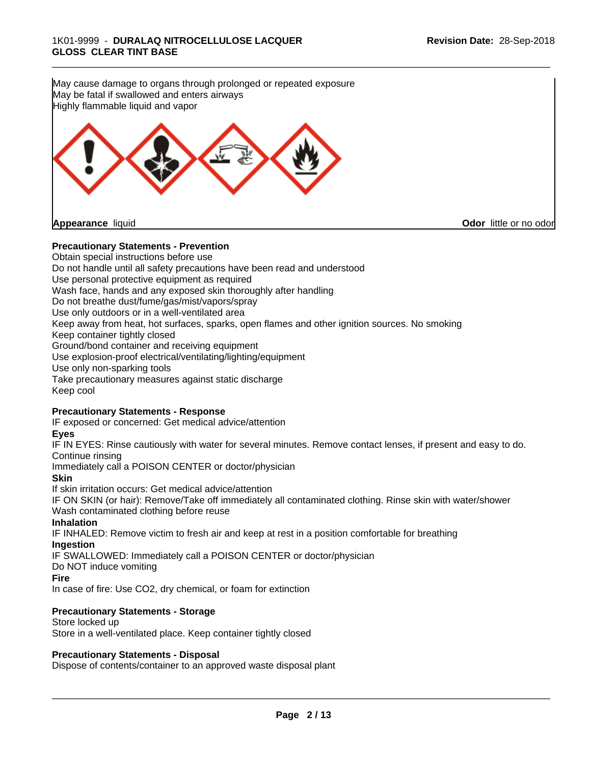May cause damage to organs through prolonged or repeated exposure
May be fatal if swallowed and enters airways
Highly flammable liquid and vapor

**Appearance** liquid **Odor** little or no odor

**Precautionary Statements - Prevention**

Obtain special instructions before use
Do not handle until all safety precautions have been read and understood
Use personal protective equipment as required
Wash face, hands and any exposed skin thoroughly after handling
Do not breathe dust/fume/gas/mist/vapors/spray
Use only outdoors or in a well-ventilated area
Keep away from heat, hot surfaces, sparks, open flames and other ignition sources. No smoking
Keep container tightly closed
Ground/bond container and receiving equipment
Use explosion-proof electrical/ventilating/lighting/equipment
Use only non-sparking tools
Take precautionary measures against static discharge
Keep cool

**Precautionary Statements - Response**

IF exposed or concerned: Get medical advice/attention

**Eyes**

IF IN EYES: Rinse cautiously with water for several minutes. Remove contact lenses, if present and easy to do. Continue rinsing
Immediately call a POISON CENTER or doctor/physician

**Skin**

If skin irritation occurs: Get medical advice/attention
IF ON SKIN (or hair): Remove/Take off immediately all contaminated clothing. Rinse skin with water/shower
Wash contaminated clothing before reuse

**Inhalation**

IF INHALED: Remove victim to fresh air and keep at rest in a position comfortable for breathing

**Ingestion**

IF SWALLOWED: Immediately call a POISON CENTER or doctor/physician
Do NOT induce vomiting

**Fire**

In case of fire: Use $CO_2$, dry chemical, or foam for extinction

**Precautionary Statements - Storage**

Store locked up
Store in a well-ventilated place. Keep container tightly closed

**Precautionary Statements - Disposal**

Dispose of contents/container to an approved waste disposal plant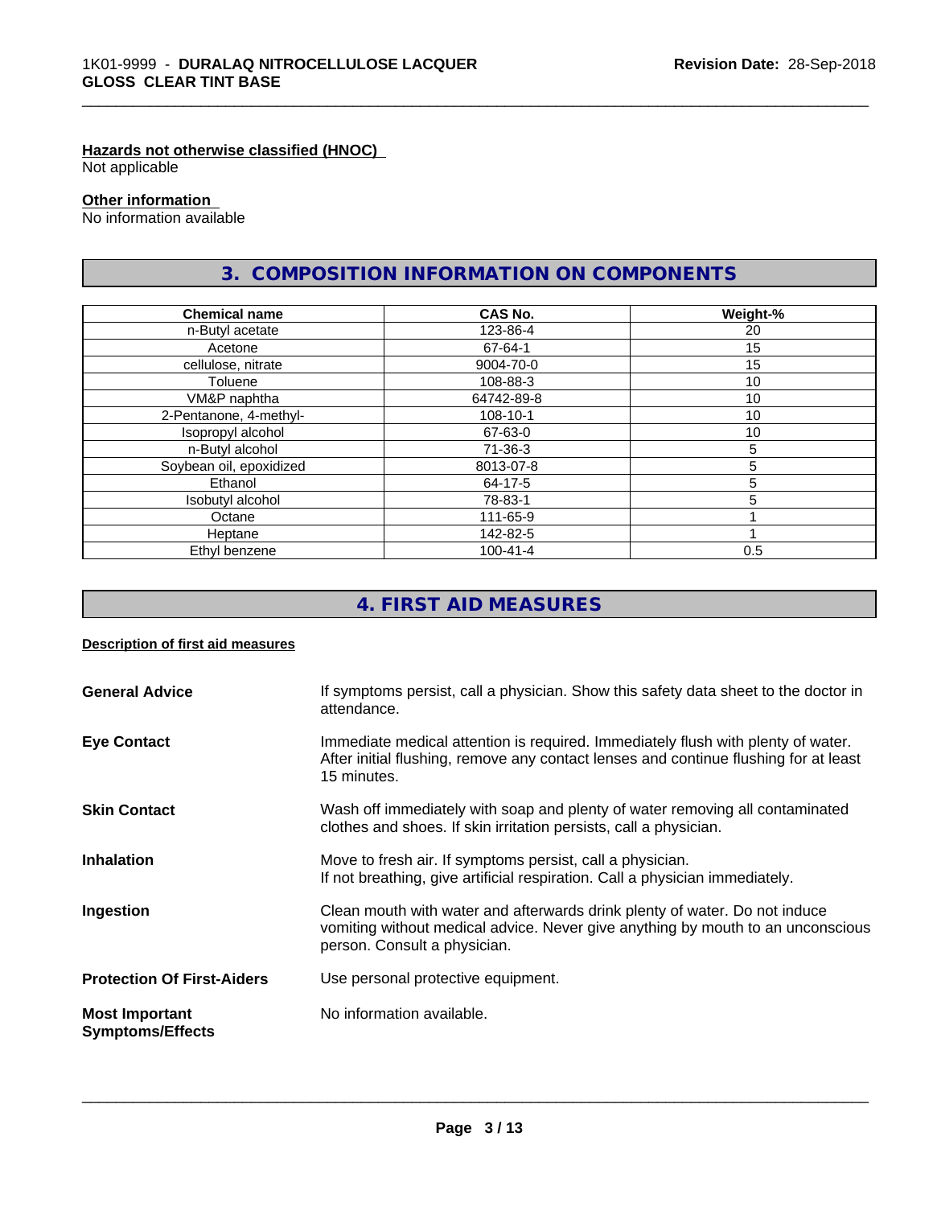**Hazards not otherwise classified (HNOC)**
Not applicable

**Other information**
No information available

## 3. COMPOSITION INFORMATION ON COMPONENTS

| Chemical name | CAS No. | Weight-% |
|---|---|---|
| n-Butyl acetate | 123-86-4 | 20 |
| Acetone | 67-64-1 | 15 |
| cellulose, nitrate | 9004-70-0 | 15 |
| Toluene | 108-88-3 | 10 |
| VM&P naphtha | 64742-89-8 | 10 |
| 2-Pentanone, 4-methyl- | 108-10-1 | 10 |
| Isopropyl alcohol | 67-63-0 | 10 |
| n-Butyl alcohol | 71-36-3 | 5 |
| Soybean oil, epoxidized | 8013-07-8 | 5 |
| Ethanol | 64-17-5 | 5 |
| Isobutyl alcohol | 78-83-1 | 5 |
| Octane | 111-65-9 | 1 |
| Heptane | 142-82-5 | 1 |
| Ethyl benzene | 100-41-4 | 0.5 |

## 4. FIRST AID MEASURES

**Description of first aid measures**

**General Advice** — If symptoms persist, call a physician. Show this safety data sheet to the doctor in attendance.

**Eye Contact** — Immediate medical attention is required. Immediately flush with plenty of water. After initial flushing, remove any contact lenses and continue flushing for at least 15 minutes.

**Skin Contact** — Wash off immediately with soap and plenty of water removing all contaminated clothes and shoes. If skin irritation persists, call a physician.

**Inhalation** — Move to fresh air. If symptoms persist, call a physician.
If not breathing, give artificial respiration. Call a physician immediately.

**Ingestion** — Clean mouth with water and afterwards drink plenty of water. Do not induce vomiting without medical advice. Never give anything by mouth to an unconscious person. Consult a physician.

**Protection Of First-Aiders** — Use personal protective equipment.

**Most Important Symptoms/Effects** — No information available.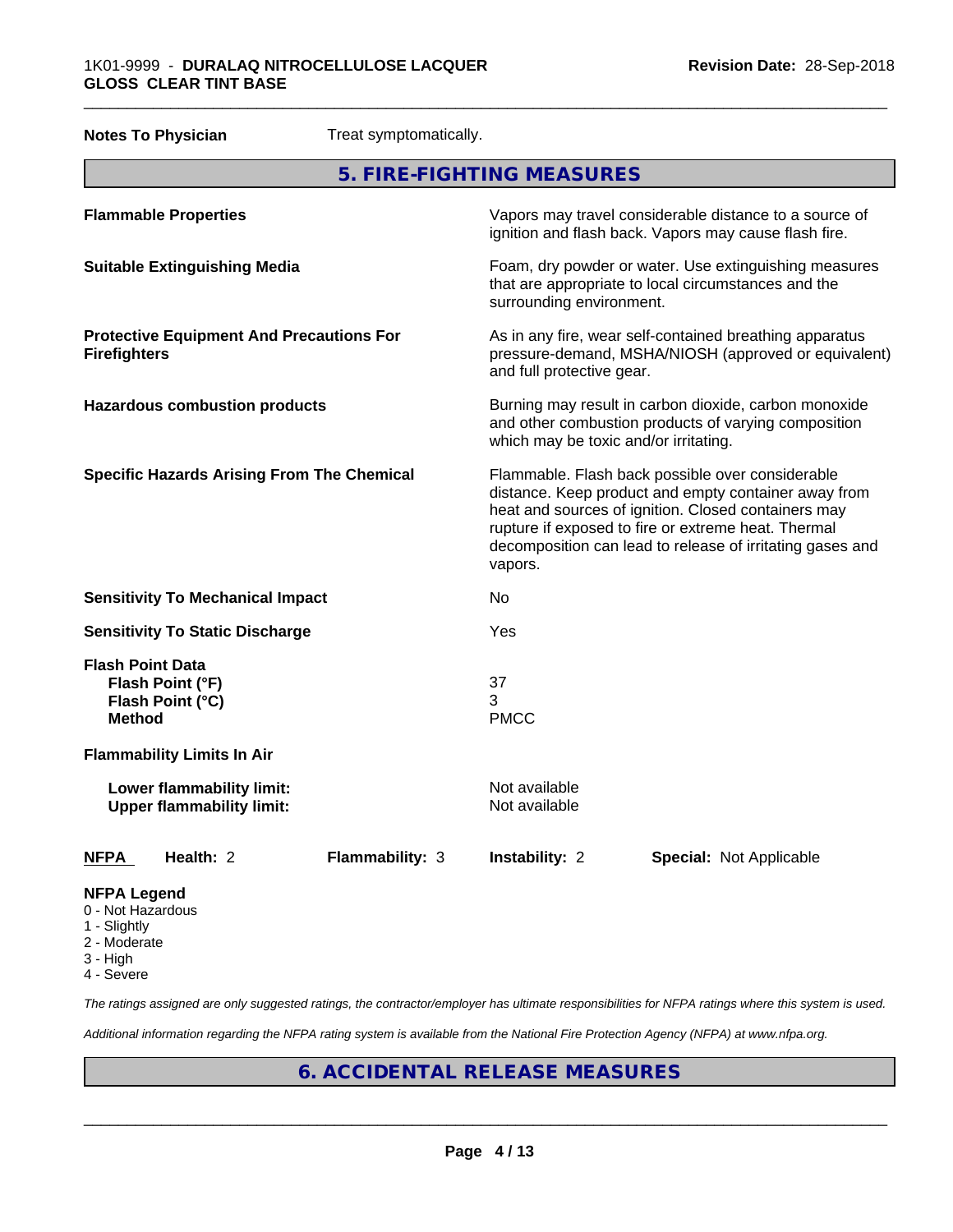| | |
|---|---|
| **Notes To Physician** | Treat symptomatically. |

## 5. FIRE-FIGHTING MEASURES

| | |
|---|---|
| **Flammable Properties** | Vapors may travel considerable distance to a source of ignition and flash back. Vapors may cause flash fire. |
| **Suitable Extinguishing Media** | Foam, dry powder or water. Use extinguishing measures that are appropriate to local circumstances and the surrounding environment. |
| **Protective Equipment And Precautions For Firefighters** | As in any fire, wear self-contained breathing apparatus pressure-demand, MSHA/NIOSH (approved or equivalent) and full protective gear. |
| **Hazardous combustion products** | Burning may result in carbon dioxide, carbon monoxide and other combustion products of varying composition which may be toxic and/or irritating. |
| **Specific Hazards Arising From The Chemical** | Flammable. Flash back possible over considerable distance. Keep product and empty container away from heat and sources of ignition. Closed containers may rupture if exposed to fire or extreme heat. Thermal decomposition can lead to release of irritating gases and vapors. |
| **Sensitivity To Mechanical Impact** | No |
| **Sensitivity To Static Discharge** | Yes |
| **Flash Point Data** | |
| **Flash Point (°F)** | 37 |
| **Flash Point (°C)** | 3 |
| **Method** | PMCC |
| **Flammability Limits In Air** | |
| **Lower flammability limit:** | Not available |
| **Upper flammability limit:** | Not available |

| NFPA | Health: 2 | Flammability: 3 | Instability: 2 | Special: Not Applicable |
|---|---|---|---|---|

**NFPA Legend**
- 0 - Not Hazardous
- 1 - Slightly
- 2 - Moderate
- 3 - High
- 4 - Severe

*The ratings assigned are only suggested ratings, the contractor/employer has ultimate responsibilities for NFPA ratings where this system is used.*

*Additional information regarding the NFPA rating system is available from the National Fire Protection Agency (NFPA) at www.nfpa.org.*

## 6. ACCIDENTAL RELEASE MEASURES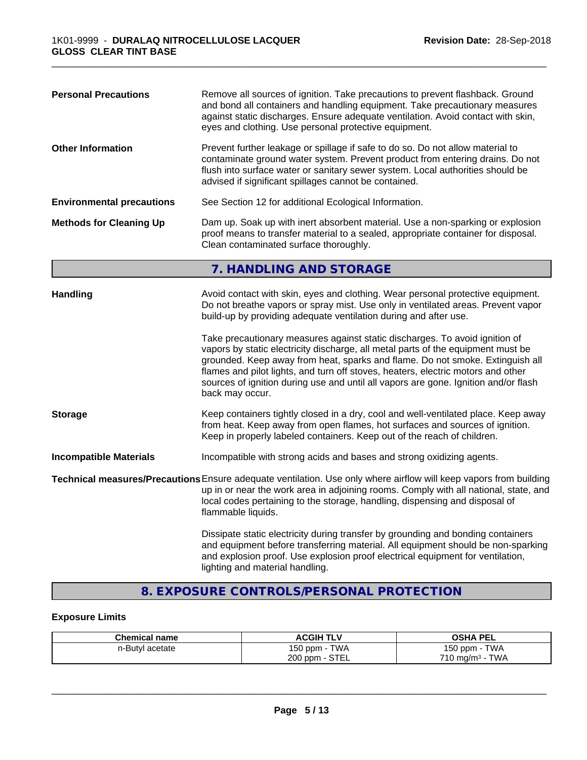**Personal Precautions**

Remove all sources of ignition. Take precautions to prevent flashback. Ground and bond all containers and handling equipment. Take precautionary measures against static discharges. Ensure adequate ventilation. Avoid contact with skin, eyes and clothing. Use personal protective equipment.

**Other Information**

Prevent further leakage or spillage if safe to do so. Do not allow material to contaminate ground water system. Prevent product from entering drains. Do not flush into surface water or sanitary sewer system. Local authorities should be advised if significant spillages cannot be contained.

**Environmental precautions**

See Section 12 for additional Ecological Information.

**Methods for Cleaning Up**

Dam up. Soak up with inert absorbent material. Use a non-sparking or explosion proof means to transfer material to a sealed, appropriate container for disposal. Clean contaminated surface thoroughly.

## 7. HANDLING AND STORAGE

**Handling**

Avoid contact with skin, eyes and clothing. Wear personal protective equipment. Do not breathe vapors or spray mist. Use only in ventilated areas. Prevent vapor build-up by providing adequate ventilation during and after use.

Take precautionary measures against static discharges. To avoid ignition of vapors by static electricity discharge, all metal parts of the equipment must be grounded. Keep away from heat, sparks and flame. Do not smoke. Extinguish all flames and pilot lights, and turn off stoves, heaters, electric motors and other sources of ignition during use and until all vapors are gone. Ignition and/or flash back may occur.

**Storage**

Keep containers tightly closed in a dry, cool and well-ventilated place. Keep away from heat. Keep away from open flames, hot surfaces and sources of ignition. Keep in properly labeled containers. Keep out of the reach of children.

**Incompatible Materials**

Incompatible with strong acids and bases and strong oxidizing agents.

**Technical measures/Precautions**

Ensure adequate ventilation. Use only where airflow will keep vapors from building up in or near the work area in adjoining rooms. Comply with all national, state, and local codes pertaining to the storage, handling, dispensing and disposal of flammable liquids.

Dissipate static electricity during transfer by grounding and bonding containers and equipment before transferring material. All equipment should be non-sparking and explosion proof. Use explosion proof electrical equipment for ventilation, lighting and material handling.

## 8. EXPOSURE CONTROLS/PERSONAL PROTECTION

### Exposure Limits

| Chemical name | ACGIH TLV | OSHA PEL |
|---|---|---|
| n-Butyl acetate | 150 ppm - TWA<br>200 ppm - STEL | 150 ppm - TWA<br>710 mg/m³ - TWA |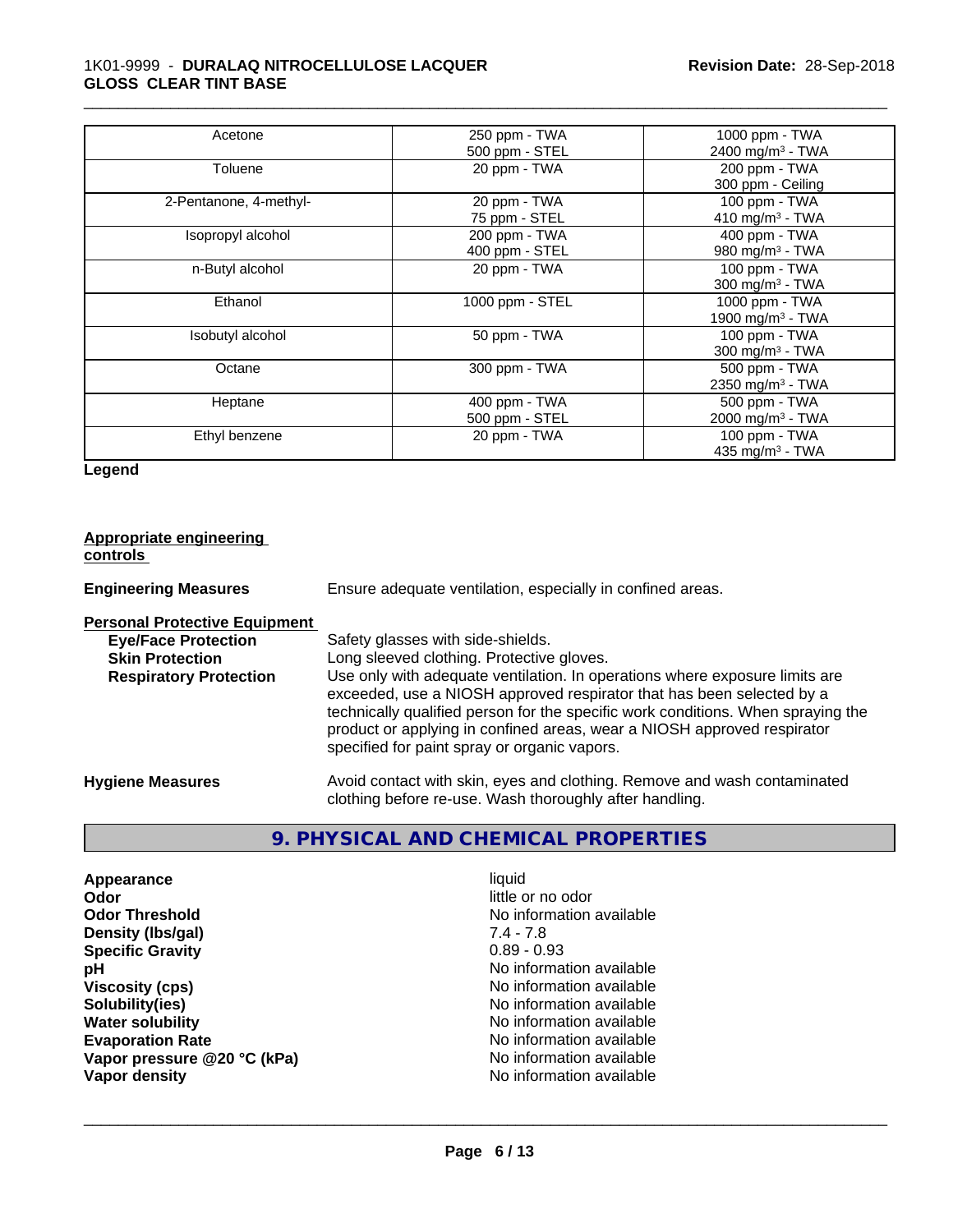| | | |
|---|---|---|
| Acetone | 250 ppm - TWA<br>500 ppm - STEL | 1000 ppm - TWA<br>2400 mg/m³ - TWA |
| Toluene | 20 ppm - TWA | 200 ppm - TWA<br>300 ppm - Ceiling |
| 2-Pentanone, 4-methyl- | 20 ppm - TWA<br>75 ppm - STEL | 100 ppm - TWA<br>410 mg/m³ - TWA |
| Isopropyl alcohol | 200 ppm - TWA<br>400 ppm - STEL | 400 ppm - TWA<br>980 mg/m³ - TWA |
| n-Butyl alcohol | 20 ppm - TWA | 100 ppm - TWA<br>300 mg/m³ - TWA |
| Ethanol | 1000 ppm - STEL | 1000 ppm - TWA<br>1900 mg/m³ - TWA |
| Isobutyl alcohol | 50 ppm - TWA | 100 ppm - TWA<br>300 mg/m³ - TWA |
| Octane | 300 ppm - TWA | 500 ppm - TWA<br>2350 mg/m³ - TWA |
| Heptane | 400 ppm - TWA<br>500 ppm - STEL | 500 ppm - TWA<br>2000 mg/m³ - TWA |
| Ethyl benzene | 20 ppm - TWA | 100 ppm - TWA<br>435 mg/m³ - TWA |

**Legend**

**Appropriate engineering controls**

**Engineering Measures** Ensure adequate ventilation, especially in confined areas.

**Personal Protective Equipment**

**Eye/Face Protection** Safety glasses with side-shields.

**Skin Protection** Long sleeved clothing. Protective gloves.

**Respiratory Protection** Use only with adequate ventilation. In operations where exposure limits are exceeded, use a NIOSH approved respirator that has been selected by a technically qualified person for the specific work conditions. When spraying the product or applying in confined areas, wear a NIOSH approved respirator specified for paint spray or organic vapors.

**Hygiene Measures** Avoid contact with skin, eyes and clothing. Remove and wash contaminated clothing before re-use. Wash thoroughly after handling.

## 9. PHYSICAL AND CHEMICAL PROPERTIES

| | |
|---|---|
| **Appearance** | liquid |
| **Odor** | little or no odor |
| **Odor Threshold** | No information available |
| **Density (lbs/gal)** | 7.4 - 7.8 |
| **Specific Gravity** | 0.89 - 0.93 |
| **pH** | No information available |
| **Viscosity (cps)** | No information available |
| **Solubility(ies)** | No information available |
| **Water solubility** | No information available |
| **Evaporation Rate** | No information available |
| **Vapor pressure @20 °C (kPa)** | No information available |
| **Vapor density** | No information available |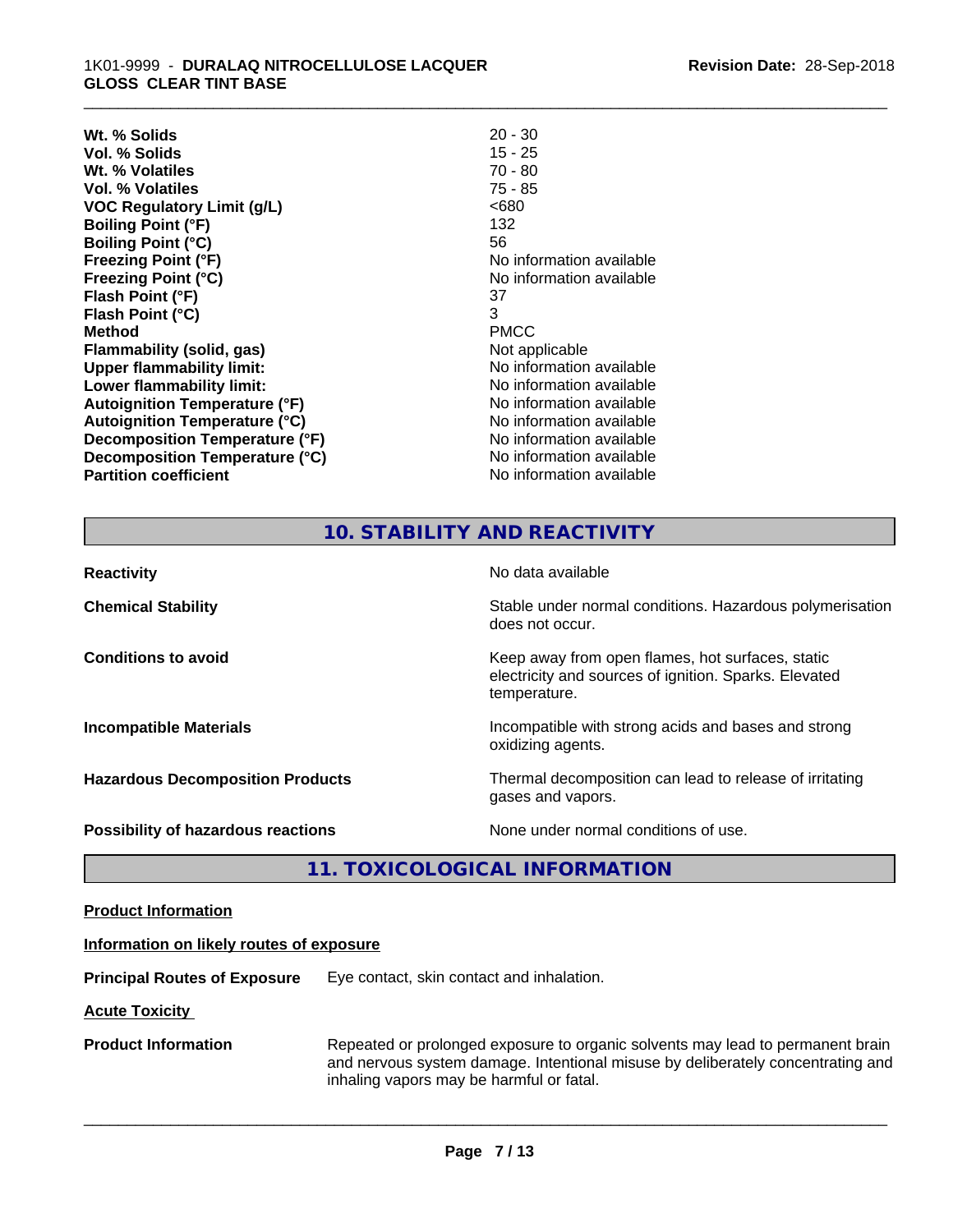| | |
|---|---|
| **Wt. % Solids** | 20 - 30 |
| **Vol. % Solids** | 15 - 25 |
| **Wt. % Volatiles** | 70 - 80 |
| **Vol. % Volatiles** | 75 - 85 |
| **VOC Regulatory Limit (g/L)** | <680 |
| **Boiling Point (°F)** | 132 |
| **Boiling Point (°C)** | 56 |
| **Freezing Point (°F)** | No information available |
| **Freezing Point (°C)** | No information available |
| **Flash Point (°F)** | 37 |
| **Flash Point (°C)** | 3 |
| **Method** | PMCC |
| **Flammability (solid, gas)** | Not applicable |
| **Upper flammability limit:** | No information available |
| **Lower flammability limit:** | No information available |
| **Autoignition Temperature (°F)** | No information available |
| **Autoignition Temperature (°C)** | No information available |
| **Decomposition Temperature (°F)** | No information available |
| **Decomposition Temperature (°C)** | No information available |
| **Partition coefficient** | No information available |

## 10. STABILITY AND REACTIVITY

| | |
|---|---|
| **Reactivity** | No data available |
| **Chemical Stability** | Stable under normal conditions. Hazardous polymerisation does not occur. |
| **Conditions to avoid** | Keep away from open flames, hot surfaces, static electricity and sources of ignition. Sparks. Elevated temperature. |
| **Incompatible Materials** | Incompatible with strong acids and bases and strong oxidizing agents. |
| **Hazardous Decomposition Products** | Thermal decomposition can lead to release of irritating gases and vapors. |
| **Possibility of hazardous reactions** | None under normal conditions of use. |

## 11. TOXICOLOGICAL INFORMATION

**Product Information**

**Information on likely routes of exposure**

**Principal Routes of Exposure** Eye contact, skin contact and inhalation.

**Acute Toxicity**

**Product Information** Repeated or prolonged exposure to organic solvents may lead to permanent brain and nervous system damage. Intentional misuse by deliberately concentrating and inhaling vapors may be harmful or fatal.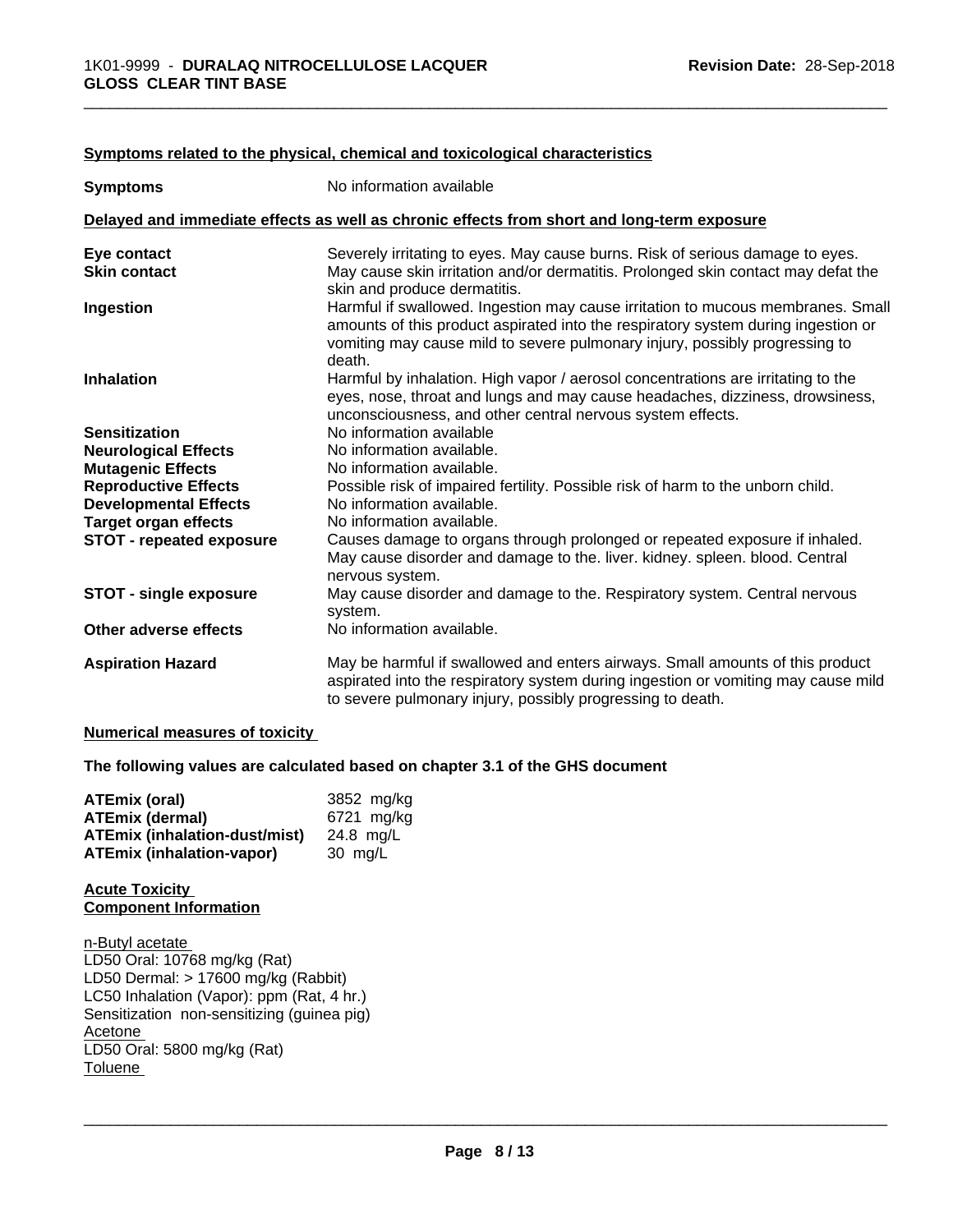### Symptoms related to the physical, chemical and toxicological characteristics

| | |
|---|---|
| **Symptoms** | No information available |

### Delayed and immediate effects as well as chronic effects from short and long-term exposure

| | |
|---|---|
| **Eye contact** | Severely irritating to eyes. May cause burns. Risk of serious damage to eyes. |
| **Skin contact** | May cause skin irritation and/or dermatitis. Prolonged skin contact may defat the skin and produce dermatitis. |
| **Ingestion** | Harmful if swallowed. Ingestion may cause irritation to mucous membranes. Small amounts of this product aspirated into the respiratory system during ingestion or vomiting may cause mild to severe pulmonary injury, possibly progressing to death. |
| **Inhalation** | Harmful by inhalation. High vapor / aerosol concentrations are irritating to the eyes, nose, throat and lungs and may cause headaches, dizziness, drowsiness, unconsciousness, and other central nervous system effects. |
| **Sensitization** | No information available |
| **Neurological Effects** | No information available. |
| **Mutagenic Effects** | No information available. |
| **Reproductive Effects** | Possible risk of impaired fertility. Possible risk of harm to the unborn child. |
| **Developmental Effects** | No information available. |
| **Target organ effects** | No information available. |
| **STOT - repeated exposure** | Causes damage to organs through prolonged or repeated exposure if inhaled. May cause disorder and damage to the. liver. kidney. spleen. blood. Central nervous system. |
| **STOT - single exposure** | May cause disorder and damage to the. Respiratory system. Central nervous system. |
| **Other adverse effects** | No information available. |
| **Aspiration Hazard** | May be harmful if swallowed and enters airways. Small amounts of this product aspirated into the respiratory system during ingestion or vomiting may cause mild to severe pulmonary injury, possibly progressing to death. |

### Numerical measures of toxicity

**The following values are calculated based on chapter 3.1 of the GHS document**

| | |
|---|---|
| **ATEmix (oral)** | 3852 mg/kg |
| **ATEmix (dermal)** | 6721 mg/kg |
| **ATEmix (inhalation-dust/mist)** | 24.8 mg/L |
| **ATEmix (inhalation-vapor)** | 30 mg/L |

### Acute Toxicity
### Component Information

n-Butyl acetate
LD50 Oral: 10768 mg/kg (Rat)
LD50 Dermal: > 17600 mg/kg (Rabbit)
LC50 Inhalation (Vapor): ppm (Rat, 4 hr.)
Sensitization non-sensitizing (guinea pig)

Acetone
LD50 Oral: 5800 mg/kg (Rat)

Toluene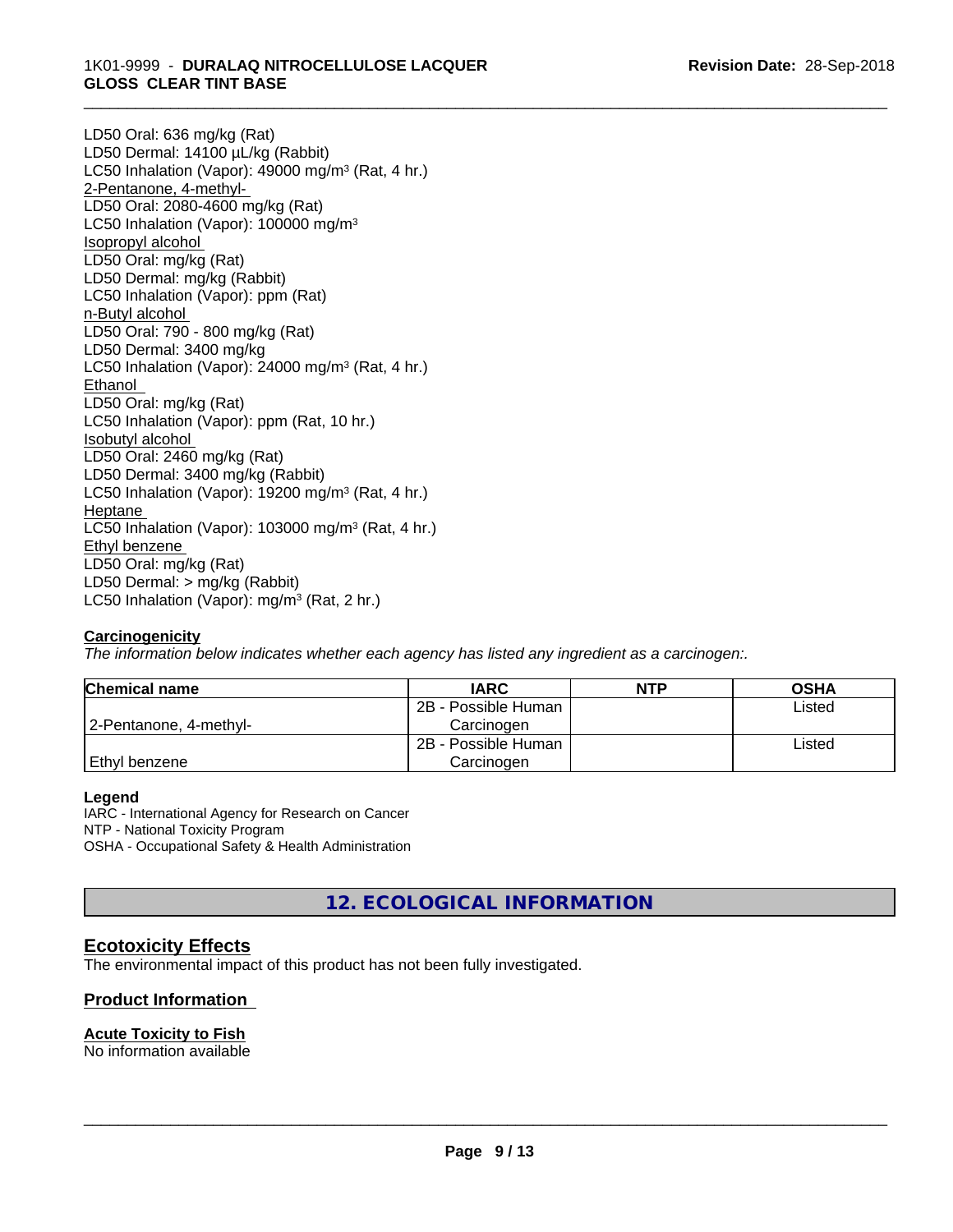LD50 Oral: 636 mg/kg (Rat)
LD50 Dermal: 14100 µL/kg (Rabbit)
LC50 Inhalation (Vapor): 49000 mg/m³ (Rat, 4 hr.)

2-Pentanone, 4-methyl-
LD50 Oral: 2080-4600 mg/kg (Rat)
LC50 Inhalation (Vapor): 100000 mg/m³

Isopropyl alcohol
LD50 Oral: mg/kg (Rat)
LD50 Dermal: mg/kg (Rabbit)
LC50 Inhalation (Vapor): ppm (Rat)

n-Butyl alcohol
LD50 Oral: 790 - 800 mg/kg (Rat)
LD50 Dermal: 3400 mg/kg
LC50 Inhalation (Vapor): 24000 mg/m³ (Rat, 4 hr.)

Ethanol
LD50 Oral: mg/kg (Rat)
LC50 Inhalation (Vapor): ppm (Rat, 10 hr.)

Isobutyl alcohol
LD50 Oral: 2460 mg/kg (Rat)
LD50 Dermal: 3400 mg/kg (Rabbit)
LC50 Inhalation (Vapor): 19200 mg/m³ (Rat, 4 hr.)

Heptane
LC50 Inhalation (Vapor): 103000 mg/m³ (Rat, 4 hr.)

Ethyl benzene
LD50 Oral: mg/kg (Rat)
LD50 Dermal: > mg/kg (Rabbit)
LC50 Inhalation (Vapor): mg/m³ (Rat, 2 hr.)

**Carcinogenicity**

*The information below indicates whether each agency has listed any ingredient as a carcinogen:.*

| Chemical name | IARC | NTP | OSHA |
|---|---|---|---|
| 2-Pentanone, 4-methyl- | 2B - Possible Human Carcinogen | | Listed |
| Ethyl benzene | 2B - Possible Human Carcinogen | | Listed |

**Legend**

IARC - International Agency for Research on Cancer
NTP - National Toxicity Program
OSHA - Occupational Safety & Health Administration

## 12. ECOLOGICAL INFORMATION

### Ecotoxicity Effects

The environmental impact of this product has not been fully investigated.

### Product Information

**Acute Toxicity to Fish**

No information available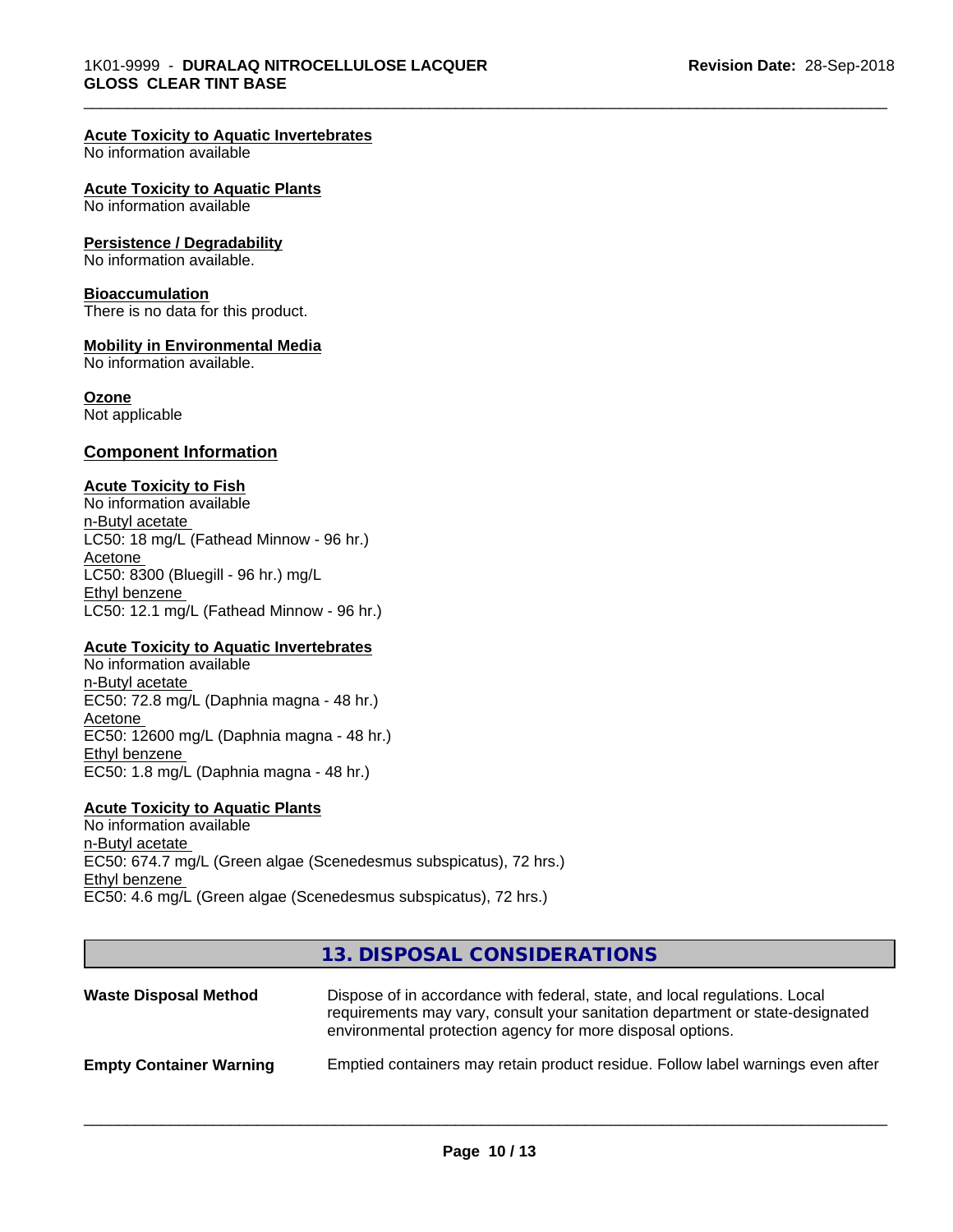**Acute Toxicity to Aquatic Invertebrates**
No information available

**Acute Toxicity to Aquatic Plants**
No information available

**Persistence / Degradability**
No information available.

**Bioaccumulation**
There is no data for this product.

**Mobility in Environmental Media**
No information available.

**Ozone**
Not applicable

## Component Information

**Acute Toxicity to Fish**
No information available
n-Butyl acetate
LC50: 18 mg/L (Fathead Minnow - 96 hr.)
Acetone
LC50: 8300 (Bluegill - 96 hr.) mg/L
Ethyl benzene
LC50: 12.1 mg/L (Fathead Minnow - 96 hr.)

**Acute Toxicity to Aquatic Invertebrates**
No information available
n-Butyl acetate
EC50: 72.8 mg/L (Daphnia magna - 48 hr.)
Acetone
EC50: 12600 mg/L (Daphnia magna - 48 hr.)
Ethyl benzene
EC50: 1.8 mg/L (Daphnia magna - 48 hr.)

**Acute Toxicity to Aquatic Plants**
No information available
n-Butyl acetate
EC50: 674.7 mg/L (Green algae (Scenedesmus subspicatus), 72 hrs.)
Ethyl benzene
EC50: 4.6 mg/L (Green algae (Scenedesmus subspicatus), 72 hrs.)

## 13. DISPOSAL CONSIDERATIONS

| | |
|---|---|
| **Waste Disposal Method** | Dispose of in accordance with federal, state, and local regulations. Local requirements may vary, consult your sanitation department or state-designated environmental protection agency for more disposal options. |
| **Empty Container Warning** | Emptied containers may retain product residue. Follow label warnings even after |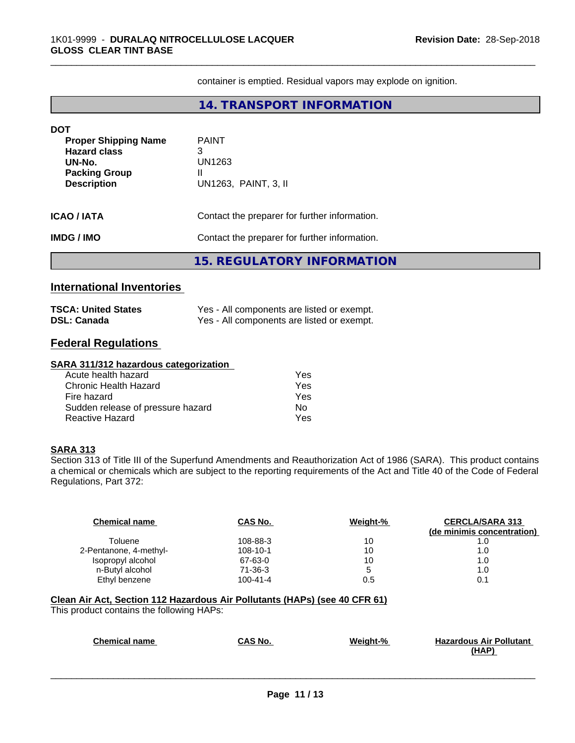container is emptied. Residual vapors may explode on ignition.

## 14. TRANSPORT INFORMATION

**DOT**

| | |
|---|---|
| **Proper Shipping Name** | PAINT |
| **Hazard class** | 3 |
| **UN-No.** | UN1263 |
| **Packing Group** | II |
| **Description** | UN1263, PAINT, 3, II |

**ICAO / IATA** Contact the preparer for further information.

**IMDG / IMO** Contact the preparer for further information.

## 15. REGULATORY INFORMATION

### International Inventories

| | |
|---|---|
| **TSCA: United States** | Yes - All components are listed or exempt. |
| **DSL: Canada** | Yes - All components are listed or exempt. |

### Federal Regulations

**SARA 311/312 hazardous categorization**

| | |
|---|---|
| Acute health hazard | Yes |
| Chronic Health Hazard | Yes |
| Fire hazard | Yes |
| Sudden release of pressure hazard | No |
| Reactive Hazard | Yes |

**SARA 313**

Section 313 of Title III of the Superfund Amendments and Reauthorization Act of 1986 (SARA). This product contains a chemical or chemicals which are subject to the reporting requirements of the Act and Title 40 of the Code of Federal Regulations, Part 372:

| Chemical name | CAS No. | Weight-% | CERCLA/SARA 313 (de minimis concentration) |
|---|---|---|---|
| Toluene | 108-88-3 | 10 | 1.0 |
| 2-Pentanone, 4-methyl- | 108-10-1 | 10 | 1.0 |
| Isopropyl alcohol | 67-63-0 | 10 | 1.0 |
| n-Butyl alcohol | 71-36-3 | 5 | 1.0 |
| Ethyl benzene | 100-41-4 | 0.5 | 0.1 |

**Clean Air Act, Section 112 Hazardous Air Pollutants (HAPs) (see 40 CFR 61)**

This product contains the following HAPs:

| Chemical name | CAS No. | Weight-% | Hazardous Air Pollutant (HAP) |
|---|---|---|---|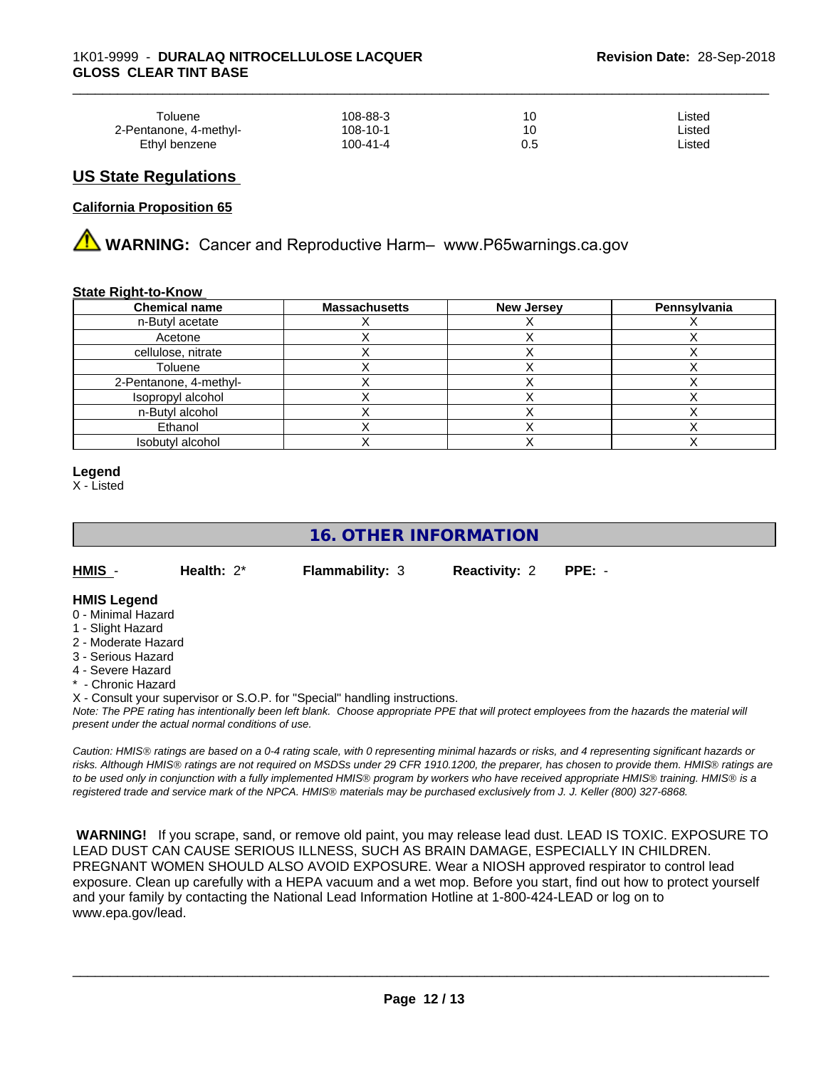| | | | |
|---|---|---|---|
| Toluene | 108-88-3 | 10 | Listed |
| 2-Pentanone, 4-methyl- | 108-10-1 | 10 | Listed |
| Ethyl benzene | 100-41-4 | 0.5 | Listed |

## US State Regulations

**California Proposition 65**

⚠ **WARNING:** Cancer and Reproductive Harm– www.P65warnings.ca.gov

**State Right-to-Know**

| Chemical name | Massachusetts | New Jersey | Pennsylvania |
|---|---|---|---|
| n-Butyl acetate | X | X | X |
| Acetone | X | X | X |
| cellulose, nitrate | X | X | X |
| Toluene | X | X | X |
| 2-Pentanone, 4-methyl- | X | X | X |
| Isopropyl alcohol | X | X | X |
| n-Butyl alcohol | X | X | X |
| Ethanol | X | X | X |
| Isobutyl alcohol | X | X | X |

**Legend**

X - Listed

## 16. OTHER INFORMATION

**HMIS** - **Health:** 2* **Flammability:** 3 **Reactivity:** 2 **PPE:** -

**HMIS Legend**

0 - Minimal Hazard
1 - Slight Hazard
2 - Moderate Hazard
3 - Serious Hazard
4 - Severe Hazard
* - Chronic Hazard
X - Consult your supervisor or S.O.P. for "Special" handling instructions.

*Note: The PPE rating has intentionally been left blank. Choose appropriate PPE that will protect employees from the hazards the material will present under the actual normal conditions of use.*

*Caution: HMIS® ratings are based on a 0-4 rating scale, with 0 representing minimal hazards or risks, and 4 representing significant hazards or risks. Although HMIS® ratings are not required on MSDSs under 29 CFR 1910.1200, the preparer, has chosen to provide them. HMIS® ratings are to be used only in conjunction with a fully implemented HMIS® program by workers who have received appropriate HMIS® training. HMIS® is a registered trade and service mark of the NPCA. HMIS® materials may be purchased exclusively from J. J. Keller (800) 327-6868.*

**WARNING!** If you scrape, sand, or remove old paint, you may release lead dust. LEAD IS TOXIC. EXPOSURE TO LEAD DUST CAN CAUSE SERIOUS ILLNESS, SUCH AS BRAIN DAMAGE, ESPECIALLY IN CHILDREN. PREGNANT WOMEN SHOULD ALSO AVOID EXPOSURE. Wear a NIOSH approved respirator to control lead exposure. Clean up carefully with a HEPA vacuum and a wet mop. Before you start, find out how to protect yourself and your family by contacting the National Lead Information Hotline at 1-800-424-LEAD or log on to www.epa.gov/lead.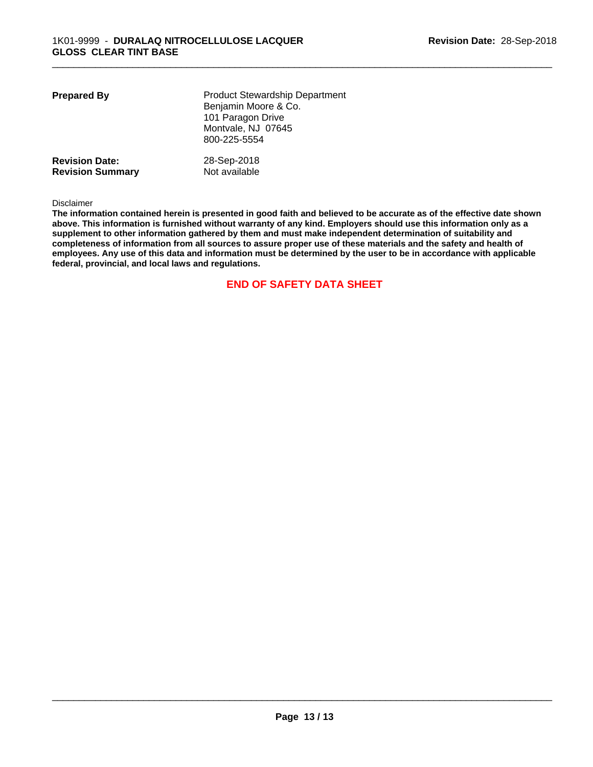| | |
|---|---|
| **Prepared By** | Product Stewardship Department<br>Benjamin Moore & Co.<br>101 Paragon Drive<br>Montvale, NJ 07645<br>800-225-5554 |
| **Revision Date:** | 28-Sep-2018 |
| **Revision Summary** | Not available |

Disclaimer

**The information contained herein is presented in good faith and believed to be accurate as of the effective date shown above. This information is furnished without warranty of any kind. Employers should use this information only as a supplement to other information gathered by them and must make independent determination of suitability and completeness of information from all sources to assure proper use of these materials and the safety and health of employees. Any use of this data and information must be determined by the user to be in accordance with applicable federal, provincial, and local laws and regulations.**

**END OF SAFETY DATA SHEET**